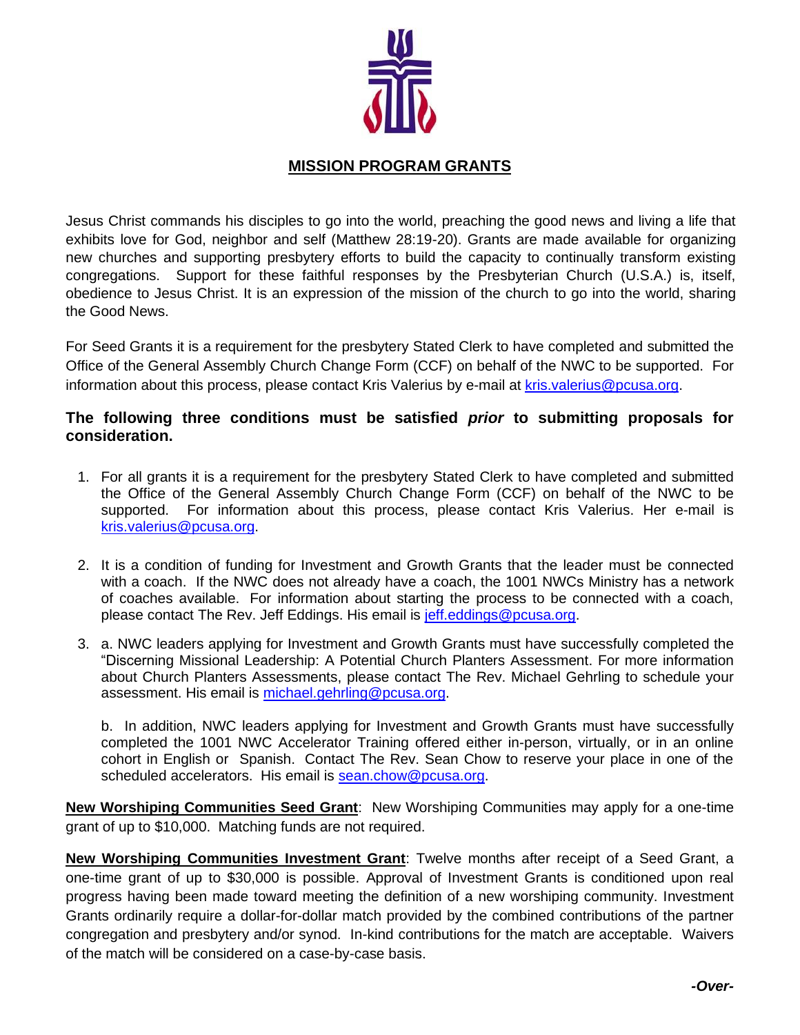# MISSION PROGRAM GRANTS

Jesus Christ commands his disciples to go into the world, preaching the good news and living a life that exhibits love for God, neighbor and self (Matthew 28:19-20). Grants are made available for organizing new churches and supporting presbytery efforts to build the capacity to continually transform existing congregations. Support for these faithful responses by the Presbyterian Church (U.S.A.) is, itself, obedience to Jesus Christ. It is an expression of the mission of the church to go into the world, sharing the Good News.

For Seed Grants it is a requirement for the presbytery Stated Clerk to have completed and submitted the Office of the General Assembly Church Change Form (CCF) on behalf of the NWC to be supported. For information about this process, please contact Kris Valerius by e-mail at kris.valerius@pcusa.org.

**The following three conditions must be satisfied *prior* to submitting proposals for consideration.**

1. For all grants it is a requirement for the presbytery Stated Clerk to have completed and submitted the Office of the General Assembly Church Change Form (CCF) on behalf of the NWC to be supported. For information about this process, please contact Kris Valerius. Her e-mail is kris.valerius@pcusa.org.

2. It is a condition of funding for Investment and Growth Grants that the leader must be connected with a coach. If the NWC does not already have a coach, the 1001 NWCs Ministry has a network of coaches available. For information about starting the process to be connected with a coach, please contact The Rev. Jeff Eddings. His email is jeff.eddings@pcusa.org.

3. a. NWC leaders applying for Investment and Growth Grants must have successfully completed the "Discerning Missional Leadership: A Potential Church Planters Assessment. For more information about Church Planters Assessments, please contact The Rev. Michael Gehrling to schedule your assessment. His email is michael.gehrling@pcusa.org.

   b. In addition, NWC leaders applying for Investment and Growth Grants must have successfully completed the 1001 NWC Accelerator Training offered either in-person, virtually, or in an online cohort in English or Spanish. Contact The Rev. Sean Chow to reserve your place in one of the scheduled accelerators. His email is sean.chow@pcusa.org.

**New Worshiping Communities Seed Grant**: New Worshiping Communities may apply for a one-time grant of up to $10,000. Matching funds are not required.

**New Worshiping Communities Investment Grant**: Twelve months after receipt of a Seed Grant, a one-time grant of up to $30,000 is possible. Approval of Investment Grants is conditioned upon real progress having been made toward meeting the definition of a new worshiping community. Investment Grants ordinarily require a dollar-for-dollar match provided by the combined contributions of the partner congregation and presbytery and/or synod. In-kind contributions for the match are acceptable. Waivers of the match will be considered on a case-by-case basis.

***-Over-***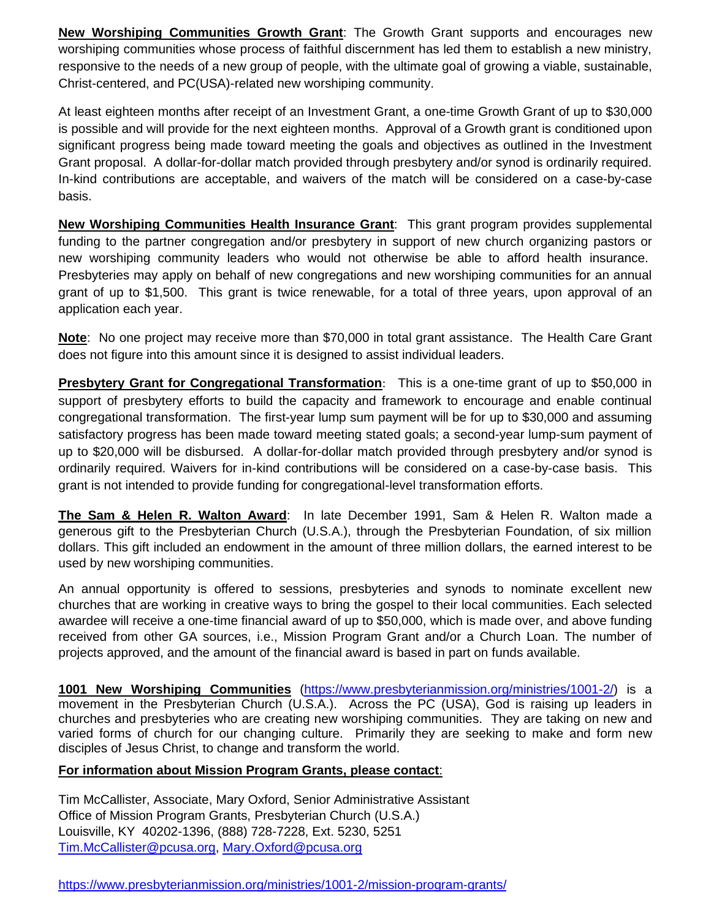**New Worshiping Communities Growth Grant**: The Growth Grant supports and encourages new worshiping communities whose process of faithful discernment has led them to establish a new ministry, responsive to the needs of a new group of people, with the ultimate goal of growing a viable, sustainable, Christ-centered, and PC(USA)-related new worshiping community.

At least eighteen months after receipt of an Investment Grant, a one-time Growth Grant of up to $30,000 is possible and will provide for the next eighteen months. Approval of a Growth grant is conditioned upon significant progress being made toward meeting the goals and objectives as outlined in the Investment Grant proposal. A dollar-for-dollar match provided through presbytery and/or synod is ordinarily required. In-kind contributions are acceptable, and waivers of the match will be considered on a case-by-case basis.

**New Worshiping Communities Health Insurance Grant**: This grant program provides supplemental funding to the partner congregation and/or presbytery in support of new church organizing pastors or new worshiping community leaders who would not otherwise be able to afford health insurance. Presbyteries may apply on behalf of new congregations and new worshiping communities for an annual grant of up to $1,500. This grant is twice renewable, for a total of three years, upon approval of an application each year.

**Note**: No one project may receive more than $70,000 in total grant assistance. The Health Care Grant does not figure into this amount since it is designed to assist individual leaders.

**Presbytery Grant for Congregational Transformation**: This is a one-time grant of up to $50,000 in support of presbytery efforts to build the capacity and framework to encourage and enable continual congregational transformation. The first-year lump sum payment will be for up to $30,000 and assuming satisfactory progress has been made toward meeting stated goals; a second-year lump-sum payment of up to $20,000 will be disbursed. A dollar-for-dollar match provided through presbytery and/or synod is ordinarily required. Waivers for in-kind contributions will be considered on a case-by-case basis. This grant is not intended to provide funding for congregational-level transformation efforts.

**The Sam & Helen R. Walton Award**: In late December 1991, Sam & Helen R. Walton made a generous gift to the Presbyterian Church (U.S.A.), through the Presbyterian Foundation, of six million dollars. This gift included an endowment in the amount of three million dollars, the earned interest to be used by new worshiping communities.

An annual opportunity is offered to sessions, presbyteries and synods to nominate excellent new churches that are working in creative ways to bring the gospel to their local communities. Each selected awardee will receive a one-time financial award of up to $50,000, which is made over, and above funding received from other GA sources, i.e., Mission Program Grant and/or a Church Loan. The number of projects approved, and the amount of the financial award is based in part on funds available.

**1001 New Worshiping Communities** (https://www.presbyterianmission.org/ministries/1001-2/) is a movement in the Presbyterian Church (U.S.A.). Across the PC (USA), God is raising up leaders in churches and presbyteries who are creating new worshiping communities. They are taking on new and varied forms of church for our changing culture. Primarily they are seeking to make and form new disciples of Jesus Christ, to change and transform the world.

**For information about Mission Program Grants, please contact**:

Tim McCallister, Associate, Mary Oxford, Senior Administrative Assistant
Office of Mission Program Grants, Presbyterian Church (U.S.A.)
Louisville, KY 40202-1396, (888) 728-7228, Ext. 5230, 5251
Tim.McCallister@pcusa.org, Mary.Oxford@pcusa.org

https://www.presbyterianmission.org/ministries/1001-2/mission-program-grants/